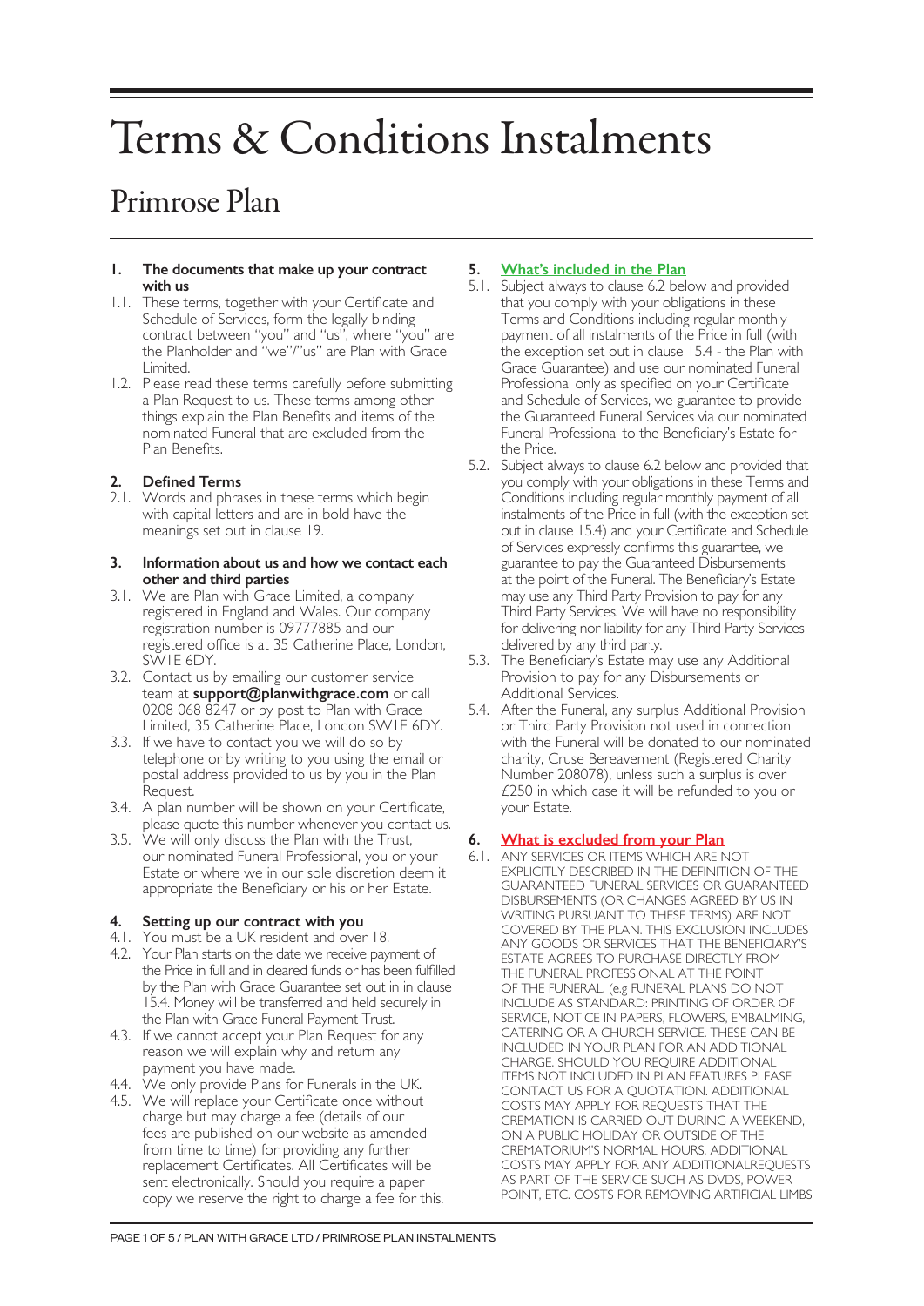# Terms & Conditions Instalments

## Primrose Plan

### 1. The documents that make up your contract with us

1.1. These terms, together with your Certificate and Schedule of Services, form the legally binding contract between "you" and "us", where "you" are the Planholder and "we"/"us" are Plan with Grace Limited.

1.2. Please read these terms carefully before submitting a Plan Request to us. These terms among other things explain the Plan Benefits and items of the nominated Funeral that are excluded from the Plan Benefits.

### 2. Defined Terms

2.1. Words and phrases in these terms which begin with capital letters and are in bold have the meanings set out in clause 19.

### 3. Information about us and how we contact each other and third parties

3.1. We are Plan with Grace Limited, a company registered in England and Wales. Our company registration number is 09777885 and our registered office is at 35 Catherine Place, London, SW1E 6DY.

3.2. Contact us by emailing our customer service team at **support@planwithgrace.com** or call 0208 068 8247 or by post to Plan with Grace Limited, 35 Catherine Place, London SW1E 6DY.

3.3. If we have to contact you we will do so by telephone or by writing to you using the email or postal address provided to us by you in the Plan Request.

3.4. A plan number will be shown on your Certificate, please quote this number whenever you contact us.

3.5. We will only discuss the Plan with the Trust, our nominated Funeral Professional, you or your Estate or where we in our sole discretion deem it appropriate the Beneficiary or his or her Estate.

### 4. Setting up our contract with you

4.1. You must be a UK resident and over 18.

4.2. Your Plan starts on the date we receive payment of the Price in full and in cleared funds or has been fulfilled by the Plan with Grace Guarantee set out in in clause 15.4. Money will be transferred and held securely in the Plan with Grace Funeral Payment Trust.

4.3. If we cannot accept your Plan Request for any reason we will explain why and return any payment you have made.

4.4. We only provide Plans for Funerals in the UK.

4.5. We will replace your Certificate once without charge but may charge a fee (details of our fees are published on our website as amended from time to time) for providing any further replacement Certificates. All Certificates will be sent electronically. Should you require a paper copy we reserve the right to charge a fee for this.

### 5. What's included in the Plan

5.1. Subject always to clause 6.2 below and provided that you comply with your obligations in these Terms and Conditions including regular monthly payment of all instalments of the Price in full (with the exception set out in clause 15.4 - the Plan with Grace Guarantee) and use our nominated Funeral Professional only as specified on your Certificate and Schedule of Services, we guarantee to provide the Guaranteed Funeral Services via our nominated Funeral Professional to the Beneficiary's Estate for the Price.

5.2. Subject always to clause 6.2 below and provided that you comply with your obligations in these Terms and Conditions including regular monthly payment of all instalments of the Price in full (with the exception set out in clause 15.4) and your Certificate and Schedule of Services expressly confirms this guarantee, we guarantee to pay the Guaranteed Disbursements at the point of the Funeral. The Beneficiary's Estate may use any Third Party Provision to pay for any Third Party Services. We will have no responsibility for delivering nor liability for any Third Party Services delivered by any third party.

5.3. The Beneficiary's Estate may use any Additional Provision to pay for any Disbursements or Additional Services.

5.4. After the Funeral, any surplus Additional Provision or Third Party Provision not used in connection with the Funeral will be donated to our nominated charity, Cruse Bereavement (Registered Charity Number 208078), unless such a surplus is over £250 in which case it will be refunded to you or your Estate.

### 6. What is excluded from your Plan

6.1. ANY SERVICES OR ITEMS WHICH ARE NOT EXPLICITLY DESCRIBED IN THE DEFINITION OF THE GUARANTEED FUNERAL SERVICES OR GUARANTEED DISBURSEMENTS (OR CHANGES AGREED BY US IN WRITING PURSUANT TO THESE TERMS) ARE NOT COVERED BY THE PLAN. THIS EXCLUSION INCLUDES ANY GOODS OR SERVICES THAT THE BENEFICIARY'S ESTATE AGREES TO PURCHASE DIRECTLY FROM THE FUNERAL PROFESSIONAL AT THE POINT OF THE FUNERAL. (e.g FUNERAL PLANS DO NOT INCLUDE AS STANDARD: PRINTING OF ORDER OF SERVICE, NOTICE IN PAPERS, FLOWERS, EMBALMING, CATERING OR A CHURCH SERVICE. THESE CAN BE INCLUDED IN YOUR PLAN FOR AN ADDITIONAL CHARGE. SHOULD YOU REQUIRE ADDITIONAL ITEMS NOT INCLUDED IN PLAN FEATURES PLEASE CONTACT US FOR A QUOTATION. ADDITIONAL COSTS MAY APPLY FOR REQUESTS THAT THE CREMATION IS CARRIED OUT DURING A WEEKEND, ON A PUBLIC HOLIDAY OR OUTSIDE OF THE CREMATORIUM'S NORMAL HOURS. ADDITIONAL COSTS MAY APPLY FOR ANY ADDITIONALREQUESTS AS PART OF THE SERVICE SUCH AS DVDS, POWER-POINT, ETC. COSTS FOR REMOVING ARTIFICIAL LIMBS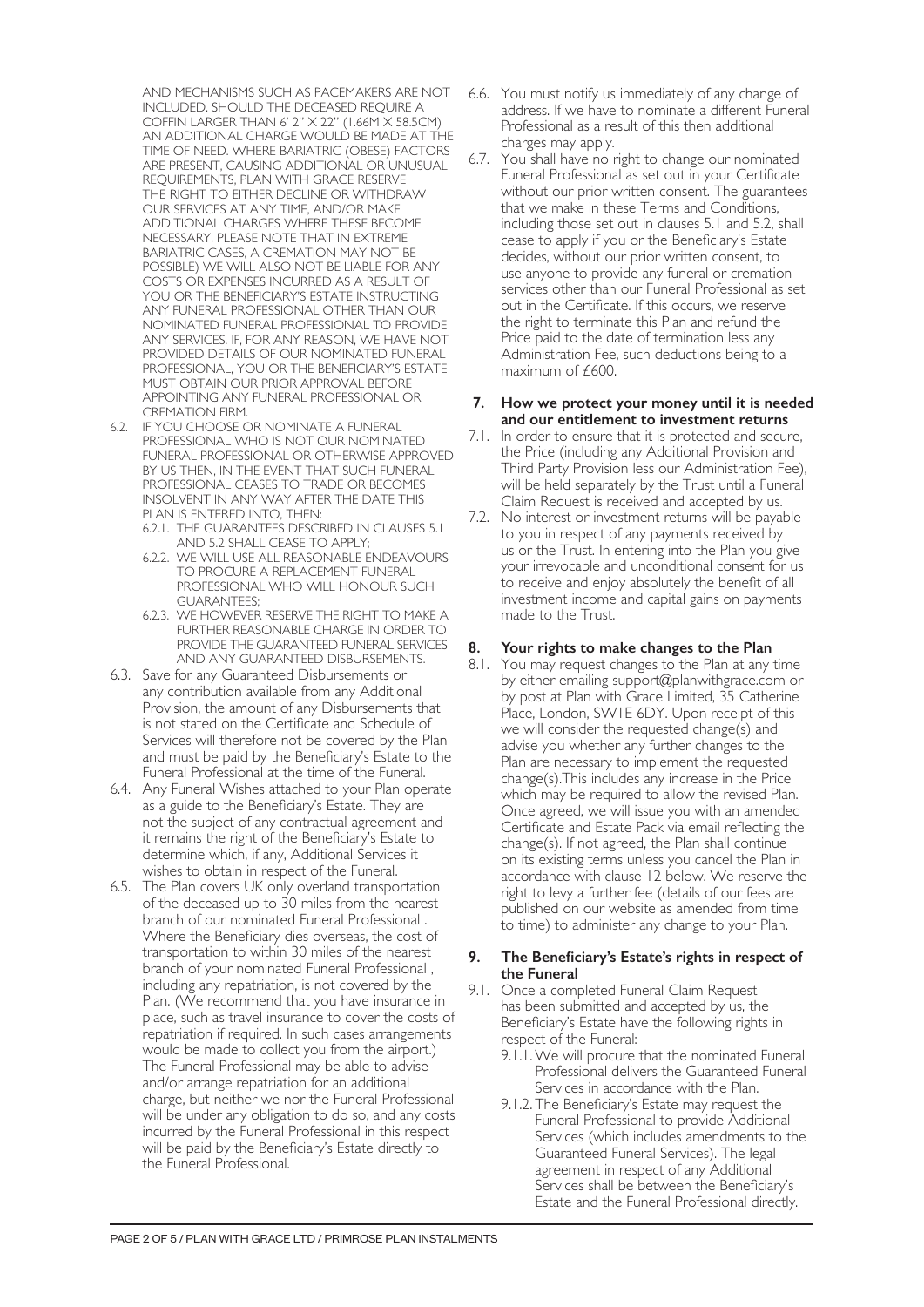AND MECHANISMS SUCH AS PACEMAKERS ARE NOT INCLUDED. SHOULD THE DECEASED REQUIRE A COFFIN LARGER THAN 6' 2" X 22" (1.66M X 58.5CM) AN ADDITIONAL CHARGE WOULD BE MADE AT THE TIME OF NEED. WHERE BARIATRIC (OBESE) FACTORS ARE PRESENT, CAUSING ADDITIONAL OR UNUSUAL REQUIREMENTS, PLAN WITH GRACE RESERVE THE RIGHT TO EITHER DECLINE OR WITHDRAW OUR SERVICES AT ANY TIME, AND/OR MAKE ADDITIONAL CHARGES WHERE THESE BECOME NECESSARY. PLEASE NOTE THAT IN EXTREME BARIATRIC CASES, A CREMATION MAY NOT BE POSSIBLE) WE WILL ALSO NOT BE LIABLE FOR ANY COSTS OR EXPENSES INCURRED AS A RESULT OF YOU OR THE BENEFICIARY'S ESTATE INSTRUCTING ANY FUNERAL PROFESSIONAL OTHER THAN OUR NOMINATED FUNERAL PROFESSIONAL TO PROVIDE ANY SERVICES. IF, FOR ANY REASON, WE HAVE NOT PROVIDED DETAILS OF OUR NOMINATED FUNERAL PROFESSIONAL, YOU OR THE BENEFICIARY'S ESTATE MUST OBTAIN OUR PRIOR APPROVAL BEFORE APPOINTING ANY FUNERAL PROFESSIONAL OR CREMATION FIRM.

6.2. IF YOU CHOOSE OR NOMINATE A FUNERAL PROFESSIONAL WHO IS NOT OUR NOMINATED FUNERAL PROFESSIONAL OR OTHERWISE APPROVED BY US THEN, IN THE EVENT THAT SUCH FUNERAL PROFESSIONAL CEASES TO TRADE OR BECOMES INSOLVENT IN ANY WAY AFTER THE DATE THIS PLAN IS ENTERED INTO, THEN:

- 6.2.1. THE GUARANTEES DESCRIBED IN CLAUSES 5.1 AND 5.2 SHALL CEASE TO APPLY;
- 6.2.2. WE WILL USE ALL REASONABLE ENDEAVOURS TO PROCURE A REPLACEMENT FUNERAL PROFESSIONAL WHO WILL HONOUR SUCH GUARANTEES;
- 6.2.3. WE HOWEVER RESERVE THE RIGHT TO MAKE A FURTHER REASONABLE CHARGE IN ORDER TO PROVIDE THE GUARANTEED FUNERAL SERVICES AND ANY GUARANTEED DISBURSEMENTS.

6.3. Save for any Guaranteed Disbursements or any contribution available from any Additional Provision, the amount of any Disbursements that is not stated on the Certificate and Schedule of Services will therefore not be covered by the Plan and must be paid by the Beneficiary's Estate to the Funeral Professional at the time of the Funeral.

6.4. Any Funeral Wishes attached to your Plan operate as a guide to the Beneficiary's Estate. They are not the subject of any contractual agreement and it remains the right of the Beneficiary's Estate to determine which, if any, Additional Services it wishes to obtain in respect of the Funeral.

6.5. The Plan covers UK only overland transportation of the deceased up to 30 miles from the nearest branch of our nominated Funeral Professional . Where the Beneficiary dies overseas, the cost of transportation to within 30 miles of the nearest branch of your nominated Funeral Professional , including any repatriation, is not covered by the Plan. (We recommend that you have insurance in place, such as travel insurance to cover the costs of repatriation if required. In such cases arrangements would be made to collect you from the airport.) The Funeral Professional may be able to advise and/or arrange repatriation for an additional charge, but neither we nor the Funeral Professional will be under any obligation to do so, and any costs incurred by the Funeral Professional in this respect will be paid by the Beneficiary's Estate directly to the Funeral Professional.

6.6. You must notify us immediately of any change of address. If we have to nominate a different Funeral Professional as a result of this then additional charges may apply.

6.7. You shall have no right to change our nominated Funeral Professional as set out in your Certificate without our prior written consent. The guarantees that we make in these Terms and Conditions, including those set out in clauses 5.1 and 5.2, shall cease to apply if you or the Beneficiary's Estate decides, without our prior written consent, to use anyone to provide any funeral or cremation services other than our Funeral Professional as set out in the Certificate. If this occurs, we reserve the right to terminate this Plan and refund the Price paid to the date of termination less any Administration Fee, such deductions being to a maximum of £600.

## 7. How we protect your money until it is needed and our entitlement to investment returns

7.1. In order to ensure that it is protected and secure, the Price (including any Additional Provision and Third Party Provision less our Administration Fee), will be held separately by the Trust until a Funeral Claim Request is received and accepted by us.

7.2. No interest or investment returns will be payable to you in respect of any payments received by us or the Trust. In entering into the Plan you give your irrevocable and unconditional consent for us to receive and enjoy absolutely the benefit of all investment income and capital gains on payments made to the Trust.

## 8. Your rights to make changes to the Plan

8.1. You may request changes to the Plan at any time by either emailing support@planwithgrace.com or by post at Plan with Grace Limited, 35 Catherine Place, London, SW1E 6DY. Upon receipt of this we will consider the requested change(s) and advise you whether any further changes to the Plan are necessary to implement the requested change(s).This includes any increase in the Price which may be required to allow the revised Plan. Once agreed, we will issue you with an amended Certificate and Estate Pack via email reflecting the change(s). If not agreed, the Plan shall continue on its existing terms unless you cancel the Plan in accordance with clause 12 below. We reserve the right to levy a further fee (details of our fees are published on our website as amended from time to time) to administer any change to your Plan.

## 9. The Beneficiary's Estate's rights in respect of the Funeral

9.1. Once a completed Funeral Claim Request has been submitted and accepted by us, the Beneficiary's Estate have the following rights in respect of the Funeral:

- 9.1.1. We will procure that the nominated Funeral Professional delivers the Guaranteed Funeral Services in accordance with the Plan.
- 9.1.2. The Beneficiary's Estate may request the Funeral Professional to provide Additional Services (which includes amendments to the Guaranteed Funeral Services). The legal agreement in respect of any Additional Services shall be between the Beneficiary's Estate and the Funeral Professional directly.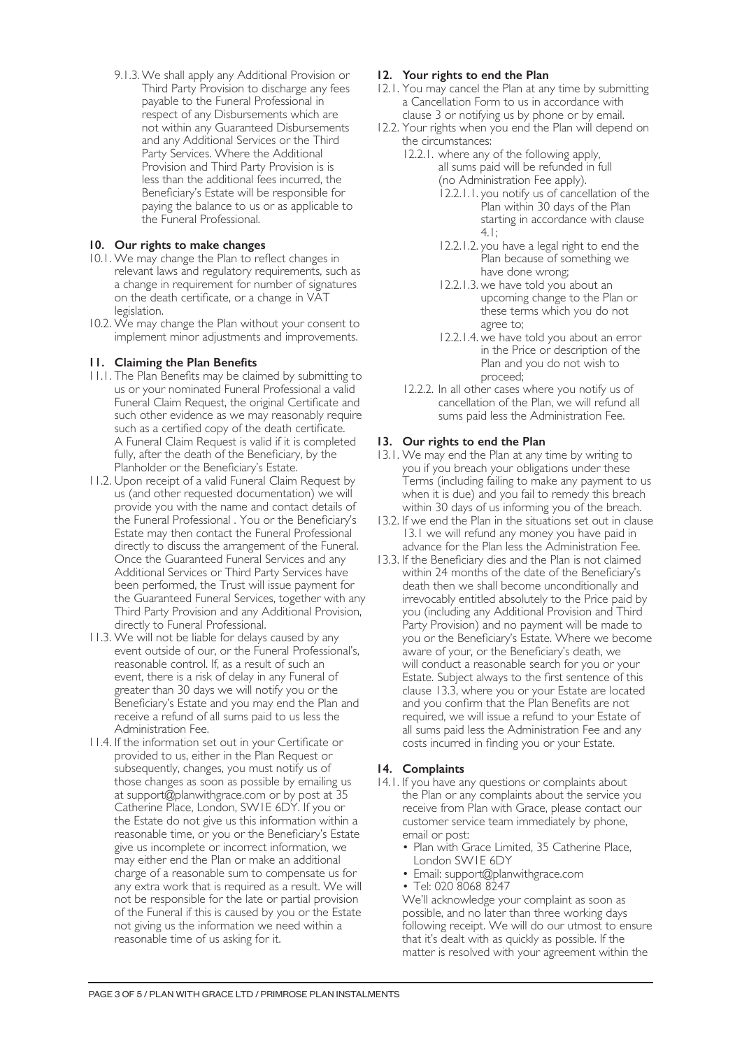9.1.3. We shall apply any Additional Provision or Third Party Provision to discharge any fees payable to the Funeral Professional in respect of any Disbursements which are not within any Guaranteed Disbursements and any Additional Services or the Third Party Services. Where the Additional Provision and Third Party Provision is is less than the additional fees incurred, the Beneficiary's Estate will be responsible for paying the balance to us or as applicable to the Funeral Professional.

## 10. Our rights to make changes

10.1. We may change the Plan to reflect changes in relevant laws and regulatory requirements, such as a change in requirement for number of signatures on the death certificate, or a change in VAT legislation.

10.2. We may change the Plan without your consent to implement minor adjustments and improvements.

## 11. Claiming the Plan Benefits

11.1. The Plan Benefits may be claimed by submitting to us or your nominated Funeral Professional a valid Funeral Claim Request, the original Certificate and such other evidence as we may reasonably require such as a certified copy of the death certificate. A Funeral Claim Request is valid if it is completed fully, after the death of the Beneficiary, by the Planholder or the Beneficiary's Estate.

11.2. Upon receipt of a valid Funeral Claim Request by us (and other requested documentation) we will provide you with the name and contact details of the Funeral Professional . You or the Beneficiary's Estate may then contact the Funeral Professional directly to discuss the arrangement of the Funeral. Once the Guaranteed Funeral Services and any Additional Services or Third Party Services have been performed, the Trust will issue payment for the Guaranteed Funeral Services, together with any Third Party Provision and any Additional Provision, directly to Funeral Professional.

11.3. We will not be liable for delays caused by any event outside of our, or the Funeral Professional's, reasonable control. If, as a result of such an event, there is a risk of delay in any Funeral of greater than 30 days we will notify you or the Beneficiary's Estate and you may end the Plan and receive a refund of all sums paid to us less the Administration Fee.

11.4. If the information set out in your Certificate or provided to us, either in the Plan Request or subsequently, changes, you must notify us of those changes as soon as possible by emailing us at support@planwithgrace.com or by post at 35 Catherine Place, London, SW1E 6DY. If you or the Estate do not give us this information within a reasonable time, or you or the Beneficiary's Estate give us incomplete or incorrect information, we may either end the Plan or make an additional charge of a reasonable sum to compensate us for any extra work that is required as a result. We will not be responsible for the late or partial provision of the Funeral if this is caused by you or the Estate not giving us the information we need within a reasonable time of us asking for it.

## 12. Your rights to end the Plan

12.1. You may cancel the Plan at any time by submitting a Cancellation Form to us in accordance with clause 3 or notifying us by phone or by email.

12.2. Your rights when you end the Plan will depend on the circumstances:

12.2.1. where any of the following apply, all sums paid will be refunded in full (no Administration Fee apply).

12.2.1.1. you notify us of cancellation of the Plan within 30 days of the Plan starting in accordance with clause 4.1;

12.2.1.2. you have a legal right to end the Plan because of something we have done wrong;

12.2.1.3. we have told you about an upcoming change to the Plan or these terms which you do not agree to;

12.2.1.4. we have told you about an error in the Price or description of the Plan and you do not wish to proceed;

12.2.2. In all other cases where you notify us of cancellation of the Plan, we will refund all sums paid less the Administration Fee.

## 13. Our rights to end the Plan

13.1. We may end the Plan at any time by writing to you if you breach your obligations under these Terms (including failing to make any payment to us when it is due) and you fail to remedy this breach within 30 days of us informing you of the breach.

13.2. If we end the Plan in the situations set out in clause 13.1 we will refund any money you have paid in advance for the Plan less the Administration Fee.

13.3. If the Beneficiary dies and the Plan is not claimed within 24 months of the date of the Beneficiary's death then we shall become unconditionally and irrevocably entitled absolutely to the Price paid by you (including any Additional Provision and Third Party Provision) and no payment will be made to you or the Beneficiary's Estate. Where we become aware of your, or the Beneficiary's death, we will conduct a reasonable search for you or your Estate. Subject always to the first sentence of this clause 13.3, where you or your Estate are located and you confirm that the Plan Benefits are not required, we will issue a refund to your Estate of all sums paid less the Administration Fee and any costs incurred in finding you or your Estate.

## 14. Complaints

14.1. If you have any questions or complaints about the Plan or any complaints about the service you receive from Plan with Grace, please contact our customer service team immediately by phone, email or post:

- Plan with Grace Limited, 35 Catherine Place, London SW1E 6DY
- Email: support@planwithgrace.com
- Tel: 020 8068 8247

We'll acknowledge your complaint as soon as possible, and no later than three working days following receipt. We will do our utmost to ensure that it's dealt with as quickly as possible. If the matter is resolved with your agreement within the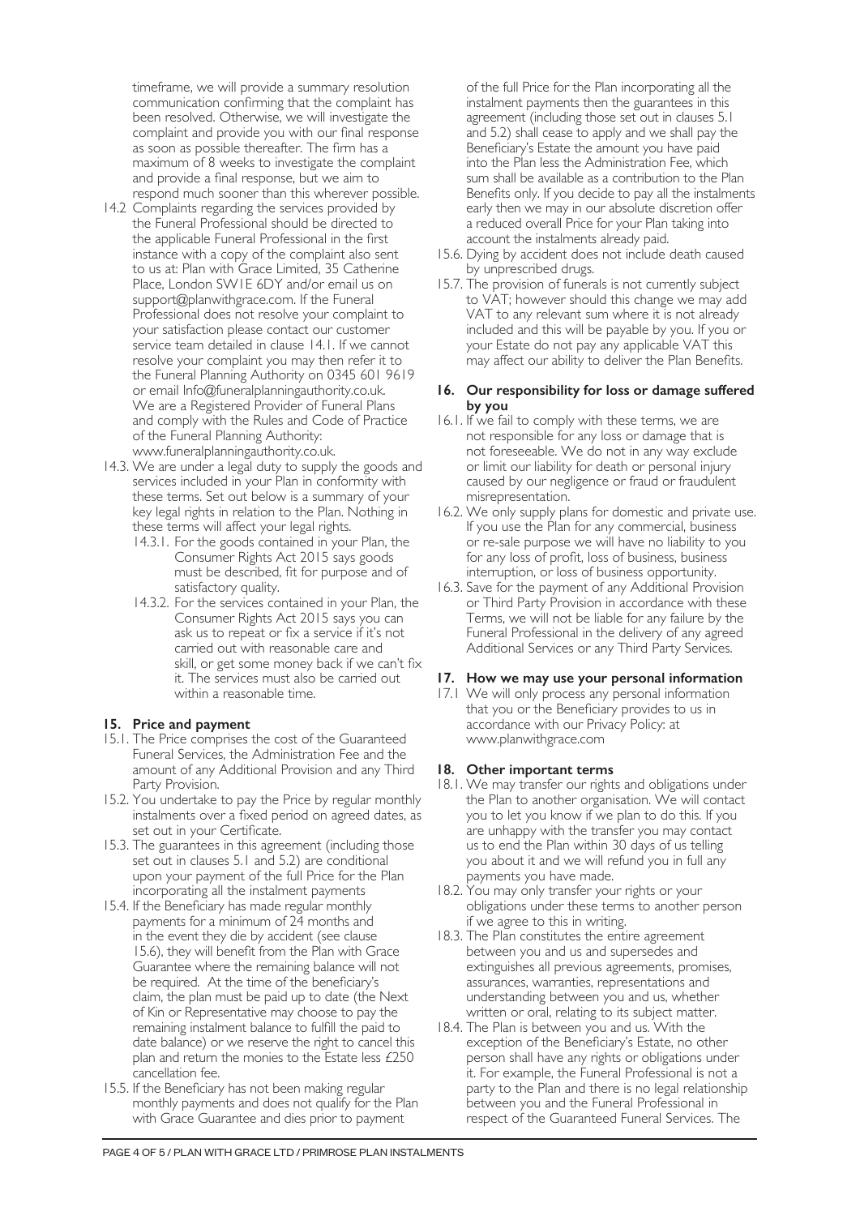timeframe, we will provide a summary resolution communication confirming that the complaint has been resolved. Otherwise, we will investigate the complaint and provide you with our final response as soon as possible thereafter. The firm has a maximum of 8 weeks to investigate the complaint and provide a final response, but we aim to respond much sooner than this wherever possible.

14.2 Complaints regarding the services provided by the Funeral Professional should be directed to the applicable Funeral Professional in the first instance with a copy of the complaint also sent to us at: Plan with Grace Limited, 35 Catherine Place, London SW1E 6DY and/or email us on support@planwithgrace.com. If the Funeral Professional does not resolve your complaint to your satisfaction please contact our customer service team detailed in clause 14.1. If we cannot resolve your complaint you may then refer it to the Funeral Planning Authority on 0345 601 9619 or email Info@funeralplanningauthority.co.uk. We are a Registered Provider of Funeral Plans and comply with the Rules and Code of Practice of the Funeral Planning Authority: www.funeralplanningauthority.co.uk.

14.3. We are under a legal duty to supply the goods and services included in your Plan in conformity with these terms. Set out below is a summary of your key legal rights in relation to the Plan. Nothing in these terms will affect your legal rights.

14.3.1. For the goods contained in your Plan, the Consumer Rights Act 2015 says goods must be described, fit for purpose and of satisfactory quality.

14.3.2. For the services contained in your Plan, the Consumer Rights Act 2015 says you can ask us to repeat or fix a service if it's not carried out with reasonable care and skill, or get some money back if we can't fix it. The services must also be carried out within a reasonable time.

## 15. Price and payment

15.1. The Price comprises the cost of the Guaranteed Funeral Services, the Administration Fee and the amount of any Additional Provision and any Third Party Provision.

15.2. You undertake to pay the Price by regular monthly instalments over a fixed period on agreed dates, as set out in your Certificate.

15.3. The guarantees in this agreement (including those set out in clauses 5.1 and 5.2) are conditional upon your payment of the full Price for the Plan incorporating all the instalment payments

15.4. If the Beneficiary has made regular monthly payments for a minimum of 24 months and in the event they die by accident (see clause 15.6), they will benefit from the Plan with Grace Guarantee where the remaining balance will not be required. At the time of the beneficiary's claim, the plan must be paid up to date (the Next of Kin or Representative may choose to pay the remaining instalment balance to fulfill the paid to date balance) or we reserve the right to cancel this plan and return the monies to the Estate less £250 cancellation fee.

15.5. If the Beneficiary has not been making regular monthly payments and does not qualify for the Plan with Grace Guarantee and dies prior to payment of the full Price for the Plan incorporating all the instalment payments then the guarantees in this agreement (including those set out in clauses 5.1 and 5.2) shall cease to apply and we shall pay the Beneficiary's Estate the amount you have paid into the Plan less the Administration Fee, which sum shall be available as a contribution to the Plan Benefits only. If you decide to pay all the instalments early then we may in our absolute discretion offer a reduced overall Price for your Plan taking into account the instalments already paid.

15.6. Dying by accident does not include death caused by unprescribed drugs.

15.7. The provision of funerals is not currently subject to VAT; however should this change we may add VAT to any relevant sum where it is not already included and this will be payable by you. If you or your Estate do not pay any applicable VAT this may affect our ability to deliver the Plan Benefits.

## 16. Our responsibility for loss or damage suffered by you

16.1. If we fail to comply with these terms, we are not responsible for any loss or damage that is not foreseeable. We do not in any way exclude or limit our liability for death or personal injury caused by our negligence or fraud or fraudulent misrepresentation.

16.2. We only supply plans for domestic and private use. If you use the Plan for any commercial, business or re-sale purpose we will have no liability to you for any loss of profit, loss of business, business interruption, or loss of business opportunity.

16.3. Save for the payment of any Additional Provision or Third Party Provision in accordance with these Terms, we will not be liable for any failure by the Funeral Professional in the delivery of any agreed Additional Services or any Third Party Services.

## 17. How we may use your personal information

17.1 We will only process any personal information that you or the Beneficiary provides to us in accordance with our Privacy Policy: at www.planwithgrace.com

## 18. Other important terms

18.1. We may transfer our rights and obligations under the Plan to another organisation. We will contact you to let you know if we plan to do this. If you are unhappy with the transfer you may contact us to end the Plan within 30 days of us telling you about it and we will refund you in full any payments you have made.

18.2. You may only transfer your rights or your obligations under these terms to another person if we agree to this in writing.

18.3. The Plan constitutes the entire agreement between you and us and supersedes and extinguishes all previous agreements, promises, assurances, warranties, representations and understanding between you and us, whether written or oral, relating to its subject matter.

18.4. The Plan is between you and us. With the exception of the Beneficiary's Estate, no other person shall have any rights or obligations under it. For example, the Funeral Professional is not a party to the Plan and there is no legal relationship between you and the Funeral Professional in respect of the Guaranteed Funeral Services. The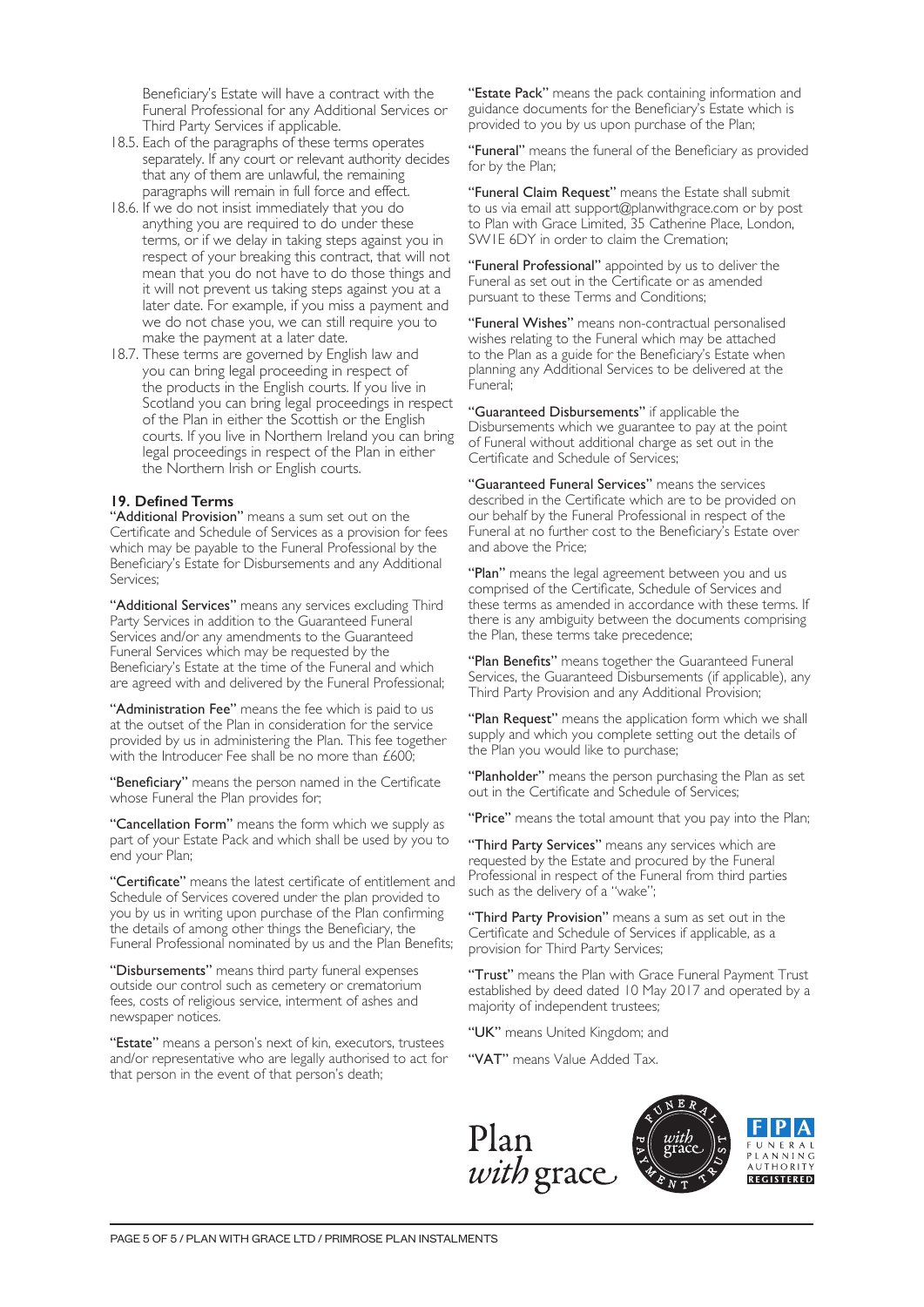Beneficiary's Estate will have a contract with the Funeral Professional for any Additional Services or Third Party Services if applicable.

18.5. Each of the paragraphs of these terms operates separately. If any court or relevant authority decides that any of them are unlawful, the remaining paragraphs will remain in full force and effect.

18.6. If we do not insist immediately that you do anything you are required to do under these terms, or if we delay in taking steps against you in respect of your breaking this contract, that will not mean that you do not have to do those things and it will not prevent us taking steps against you at a later date. For example, if you miss a payment and we do not chase you, we can still require you to make the payment at a later date.

18.7. These terms are governed by English law and you can bring legal proceeding in respect of the products in the English courts. If you live in Scotland you can bring legal proceedings in respect of the Plan in either the Scottish or the English courts. If you live in Northern Ireland you can bring legal proceedings in respect of the Plan in either the Northern Irish or English courts.

## 19. Defined Terms

**"Additional Provision"** means a sum set out on the Certificate and Schedule of Services as a provision for fees which may be payable to the Funeral Professional by the Beneficiary's Estate for Disbursements and any Additional Services;

**"Additional Services"** means any services excluding Third Party Services in addition to the Guaranteed Funeral Services and/or any amendments to the Guaranteed Funeral Services which may be requested by the Beneficiary's Estate at the time of the Funeral and which are agreed with and delivered by the Funeral Professional;

**"Administration Fee"** means the fee which is paid to us at the outset of the Plan in consideration for the service provided by us in administering the Plan. This fee together with the Introducer Fee shall be no more than £600;

**"Beneficiary"** means the person named in the Certificate whose Funeral the Plan provides for;

**"Cancellation Form"** means the form which we supply as part of your Estate Pack and which shall be used by you to end your Plan;

**"Certificate"** means the latest certificate of entitlement and Schedule of Services covered under the plan provided to you by us in writing upon purchase of the Plan confirming the details of among other things the Beneficiary, the Funeral Professional nominated by us and the Plan Benefits;

**"Disbursements"** means third party funeral expenses outside our control such as cemetery or crematorium fees, costs of religious service, interment of ashes and newspaper notices.

**"Estate"** means a person's next of kin, executors, trustees and/or representative who are legally authorised to act for that person in the event of that person's death;

**"Estate Pack"** means the pack containing information and guidance documents for the Beneficiary's Estate which is provided to you by us upon purchase of the Plan;

**"Funeral"** means the funeral of the Beneficiary as provided for by the Plan;

**"Funeral Claim Request"** means the Estate shall submit to us via email att support@planwithgrace.com or by post to Plan with Grace Limited, 35 Catherine Place, London, SW1E 6DY in order to claim the Cremation;

**"Funeral Professional"** appointed by us to deliver the Funeral as set out in the Certificate or as amended pursuant to these Terms and Conditions;

**"Funeral Wishes"** means non-contractual personalised wishes relating to the Funeral which may be attached to the Plan as a guide for the Beneficiary's Estate when planning any Additional Services to be delivered at the Funeral;

**"Guaranteed Disbursements"** if applicable the Disbursements which we guarantee to pay at the point of Funeral without additional charge as set out in the Certificate and Schedule of Services;

**"Guaranteed Funeral Services"** means the services described in the Certificate which are to be provided on our behalf by the Funeral Professional in respect of the Funeral at no further cost to the Beneficiary's Estate over and above the Price;

**"Plan"** means the legal agreement between you and us comprised of the Certificate, Schedule of Services and these terms as amended in accordance with these terms. If there is any ambiguity between the documents comprising the Plan, these terms take precedence;

**"Plan Benefits"** means together the Guaranteed Funeral Services, the Guaranteed Disbursements (if applicable), any Third Party Provision and any Additional Provision;

**"Plan Request"** means the application form which we shall supply and which you complete setting out the details of the Plan you would like to purchase;

**"Planholder"** means the person purchasing the Plan as set out in the Certificate and Schedule of Services;

**"Price"** means the total amount that you pay into the Plan;

**"Third Party Services"** means any services which are requested by the Estate and procured by the Funeral Professional in respect of the Funeral from third parties such as the delivery of a "wake";

**"Third Party Provision"** means a sum as set out in the Certificate and Schedule of Services if applicable, as a provision for Third Party Services;

**"Trust"** means the Plan with Grace Funeral Payment Trust established by deed dated 10 May 2017 and operated by a majority of independent trustees;

**"UK"** means United Kingdom; and

**"VAT"** means Value Added Tax.

Plan *with* grace

FUNERAL PAYMENT TRUST *with* grace

FPA FUNERAL PLANNING AUTHORITY REGISTERED